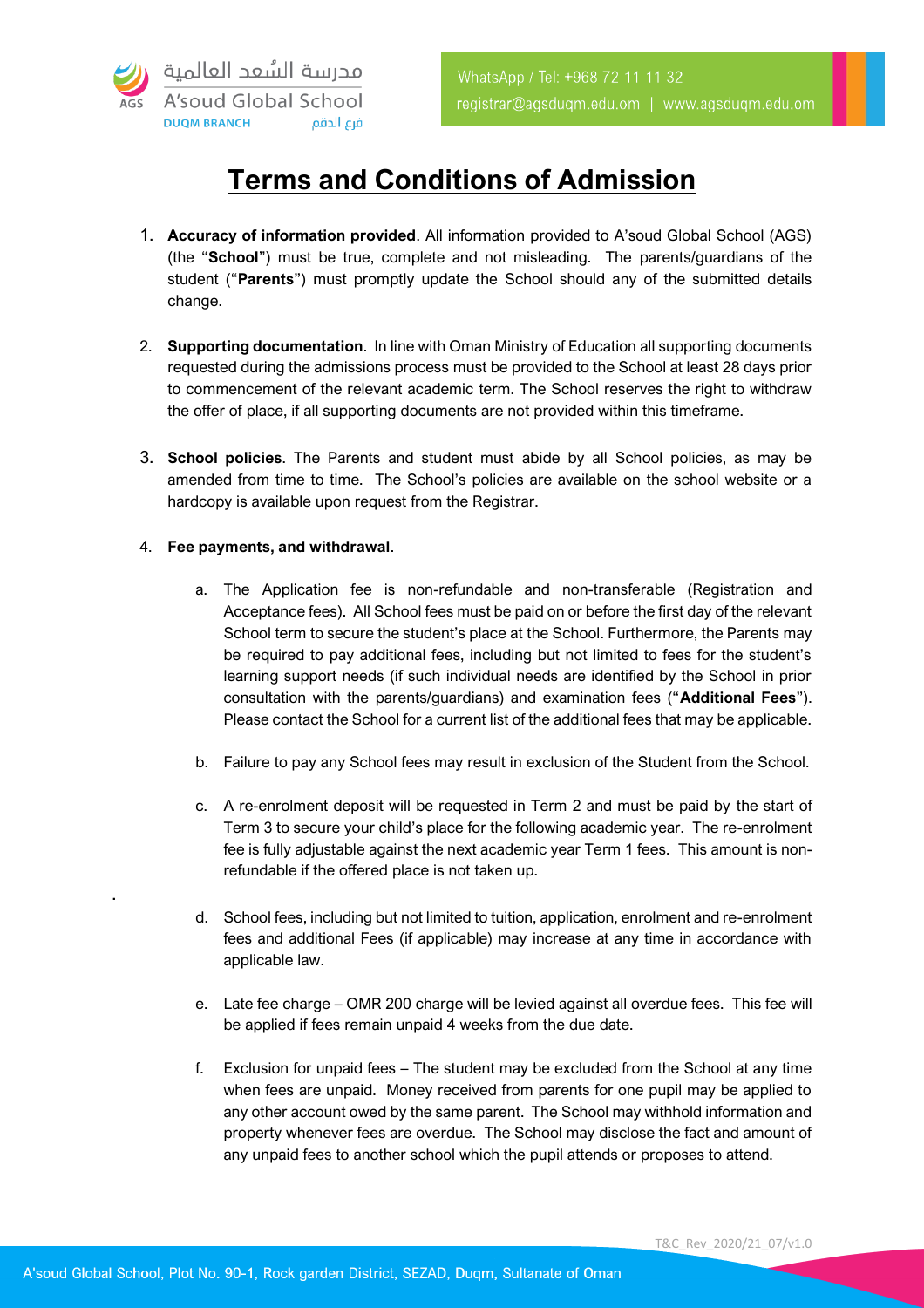# Terms and Conditions of Admission

1. **Accuracy of information provided**. All information provided to A'soud Global School (AGS) (the "**School**") must be true, complete and not misleading. The parents/guardians of the student ("**Parents**") must promptly update the School should any of the submitted details change.

2. **Supporting documentation**. In line with Oman Ministry of Education all supporting documents requested during the admissions process must be provided to the School at least 28 days prior to commencement of the relevant academic term. The School reserves the right to withdraw the offer of place, if all supporting documents are not provided within this timeframe.

3. **School policies**. The Parents and student must abide by all School policies, as may be amended from time to time. The School's policies are available on the school website or a hardcopy is available upon request from the Registrar.

4. **Fee payments, and withdrawal**.

   a. The Application fee is non-refundable and non-transferable (Registration and Acceptance fees). All School fees must be paid on or before the first day of the relevant School term to secure the student's place at the School. Furthermore, the Parents may be required to pay additional fees, including but not limited to fees for the student's learning support needs (if such individual needs are identified by the School in prior consultation with the parents/guardians) and examination fees ("**Additional Fees**"). Please contact the School for a current list of the additional fees that may be applicable.

   b. Failure to pay any School fees may result in exclusion of the Student from the School.

   c. A re-enrolment deposit will be requested in Term 2 and must be paid by the start of Term 3 to secure your child's place for the following academic year. The re-enrolment fee is fully adjustable against the next academic year Term 1 fees. This amount is non-refundable if the offered place is not taken up.

   d. School fees, including but not limited to tuition, application, enrolment and re-enrolment fees and additional Fees (if applicable) may increase at any time in accordance with applicable law.

   e. Late fee charge – OMR 200 charge will be levied against all overdue fees. This fee will be applied if fees remain unpaid 4 weeks from the due date.

   f. Exclusion for unpaid fees – The student may be excluded from the School at any time when fees are unpaid. Money received from parents for one pupil may be applied to any other account owed by the same parent. The School may withhold information and property whenever fees are overdue. The School may disclose the fact and amount of any unpaid fees to another school which the pupil attends or proposes to attend.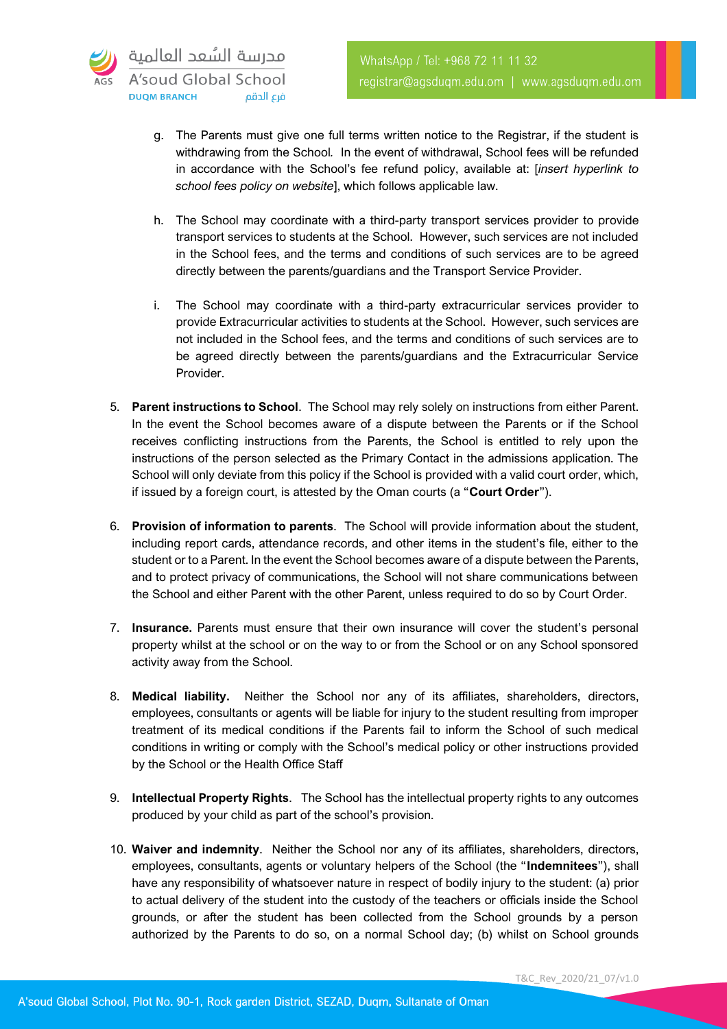g. The Parents must give one full terms written notice to the Registrar, if the student is withdrawing from the School*.* In the event of withdrawal, School fees will be refunded in accordance with the School's fee refund policy, available at: [*insert hyperlink to school fees policy on website*], which follows applicable law.

h. The School may coordinate with a third-party transport services provider to provide transport services to students at the School. However, such services are not included in the School fees, and the terms and conditions of such services are to be agreed directly between the parents/guardians and the Transport Service Provider.

i. The School may coordinate with a third-party extracurricular services provider to provide Extracurricular activities to students at the School. However, such services are not included in the School fees, and the terms and conditions of such services are to be agreed directly between the parents/guardians and the Extracurricular Service Provider.

5. **Parent instructions to School**. The School may rely solely on instructions from either Parent. In the event the School becomes aware of a dispute between the Parents or if the School receives conflicting instructions from the Parents, the School is entitled to rely upon the instructions of the person selected as the Primary Contact in the admissions application. The School will only deviate from this policy if the School is provided with a valid court order, which, if issued by a foreign court, is attested by the Oman courts (a "**Court Order**").

6. **Provision of information to parents**. The School will provide information about the student, including report cards, attendance records, and other items in the student's file, either to the student or to a Parent. In the event the School becomes aware of a dispute between the Parents, and to protect privacy of communications, the School will not share communications between the School and either Parent with the other Parent, unless required to do so by Court Order.

7. **Insurance.** Parents must ensure that their own insurance will cover the student's personal property whilst at the school or on the way to or from the School or on any School sponsored activity away from the School.

8. **Medical liability.** Neither the School nor any of its affiliates, shareholders, directors, employees, consultants or agents will be liable for injury to the student resulting from improper treatment of its medical conditions if the Parents fail to inform the School of such medical conditions in writing or comply with the School's medical policy or other instructions provided by the School or the Health Office Staff

9. **Intellectual Property Rights**. The School has the intellectual property rights to any outcomes produced by your child as part of the school's provision.

10. **Waiver and indemnity**. Neither the School nor any of its affiliates, shareholders, directors, employees, consultants, agents or voluntary helpers of the School (the "**Indemnitees**"), shall have any responsibility of whatsoever nature in respect of bodily injury to the student: (a) prior to actual delivery of the student into the custody of the teachers or officials inside the School grounds, or after the student has been collected from the School grounds by a person authorized by the Parents to do so, on a normal School day; (b) whilst on School grounds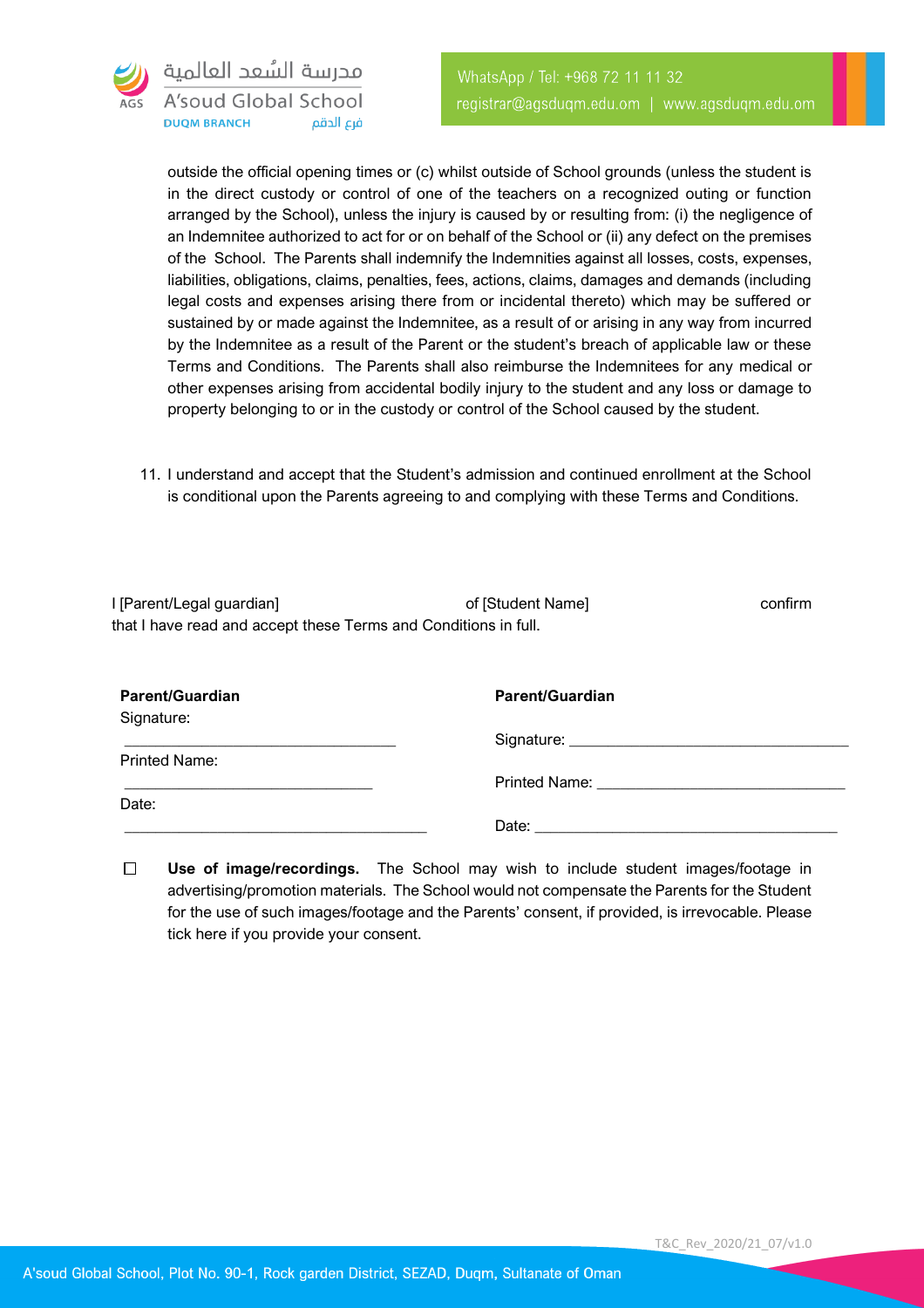outside the official opening times or (c) whilst outside of School grounds (unless the student is in the direct custody or control of one of the teachers on a recognized outing or function arranged by the School), unless the injury is caused by or resulting from: (i) the negligence of an Indemnitee authorized to act for or on behalf of the School or (ii) any defect on the premises of the School. The Parents shall indemnify the Indemnities against all losses, costs, expenses, liabilities, obligations, claims, penalties, fees, actions, claims, damages and demands (including legal costs and expenses arising there from or incidental thereto) which may be suffered or sustained by or made against the Indemnitee, as a result of or arising in any way from incurred by the Indemnitee as a result of the Parent or the student's breach of applicable law or these Terms and Conditions. The Parents shall also reimburse the Indemnitees for any medical or other expenses arising from accidental bodily injury to the student and any loss or damage to property belonging to or in the custody or control of the School caused by the student.

11. I understand and accept that the Student's admission and continued enrollment at the School is conditional upon the Parents agreeing to and complying with these Terms and Conditions.

I [Parent/Legal guardian] of [Student Name] confirm that I have read and accept these Terms and Conditions in full.

| **Parent/Guardian** | **Parent/Guardian** |
|---|---|
| Signature: ________________________________ | Signature: ________________________________ |
| Printed Name: ______________________________ | Printed Name: ______________________________ |
| Date: ____________________________________ | Date: ____________________________________ |

☐ **Use of image/recordings.** The School may wish to include student images/footage in advertising/promotion materials. The School would not compensate the Parents for the Student for the use of such images/footage and the Parents' consent, if provided, is irrevocable. Please tick here if you provide your consent.